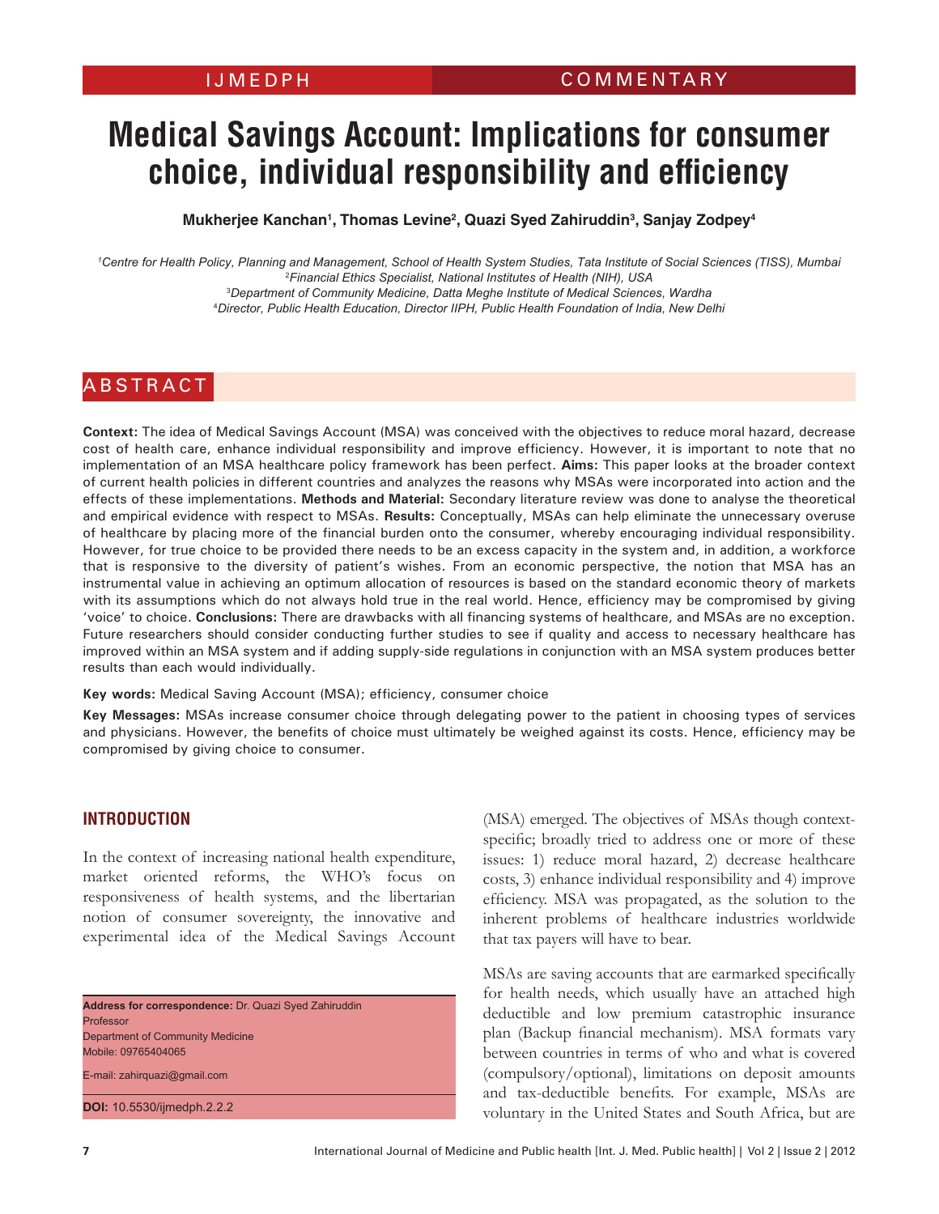COMMENTARY

# Medical Savings Account: Implications for consumer choice, individual responsibility and efficiency

**Mukherjee Kanchan[1], Thomas Levine[2], Quazi Syed Zahiruddin[3], Sanjay Zodpey[4]**

[1]*Centre for Health Policy, Planning and Management, School of Health System Studies, Tata Institute of Social Sciences (TISS), Mumbai*
[2]*Financial Ethics Specialist, National Institutes of Health (NIH), USA*
[3]*Department of Community Medicine, Datta Meghe Institute of Medical Sciences, Wardha*
[4]*Director, Public Health Education, Director IIPH, Public Health Foundation of India, New Delhi*

## ABSTRACT

**Context:** The idea of Medical Savings Account (MSA) was conceived with the objectives to reduce moral hazard, decrease cost of health care, enhance individual responsibility and improve efficiency. However, it is important to note that no implementation of an MSA healthcare policy framework has been perfect. **Aims:** This paper looks at the broader context of current health policies in different countries and analyzes the reasons why MSAs were incorporated into action and the effects of these implementations. **Methods and Material:** Secondary literature review was done to analyse the theoretical and empirical evidence with respect to MSAs. **Results:** Conceptually, MSAs can help eliminate the unnecessary overuse of healthcare by placing more of the financial burden onto the consumer, whereby encouraging individual responsibility. However, for true choice to be provided there needs to be an excess capacity in the system and, in addition, a workforce that is responsive to the diversity of patient's wishes. From an economic perspective, the notion that MSA has an instrumental value in achieving an optimum allocation of resources is based on the standard economic theory of markets with its assumptions which do not always hold true in the real world. Hence, efficiency may be compromised by giving 'voice' to choice. **Conclusions:** There are drawbacks with all financing systems of healthcare, and MSAs are no exception. Future researchers should consider conducting further studies to see if quality and access to necessary healthcare has improved within an MSA system and if adding supply-side regulations in conjunction with an MSA system produces better results than each would individually.

**Key words:** Medical Saving Account (MSA); efficiency, consumer choice

**Key Messages:** MSAs increase consumer choice through delegating power to the patient in choosing types of services and physicians. However, the benefits of choice must ultimately be weighed against its costs. Hence, efficiency may be compromised by giving choice to consumer.

## INTRODUCTION

In the context of increasing national health expenditure, market oriented reforms, the WHO's focus on responsiveness of health systems, and the libertarian notion of consumer sovereignty, the innovative and experimental idea of the Medical Savings Account (MSA) emerged. The objectives of MSAs though context-specific; broadly tried to address one or more of these issues: 1) reduce moral hazard, 2) decrease healthcare costs, 3) enhance individual responsibility and 4) improve efficiency. MSA was propagated, as the solution to the inherent problems of healthcare industries worldwide that tax payers will have to bear.

MSAs are saving accounts that are earmarked specifically for health needs, which usually have an attached high deductible and low premium catastrophic insurance plan (Backup financial mechanism). MSA formats vary between countries in terms of who and what is covered (compulsory/optional), limitations on deposit amounts and tax-deductible benefits. For example, MSAs are voluntary in the United States and South Africa, but are

**Address for correspondence:** Dr. Quazi Syed Zahiruddin
Professor
Department of Community Medicine
Mobile: 09765404065

E-mail: zahirquazi@gmail.com

**DOI:** 10.5530/ijmedph.2.2.2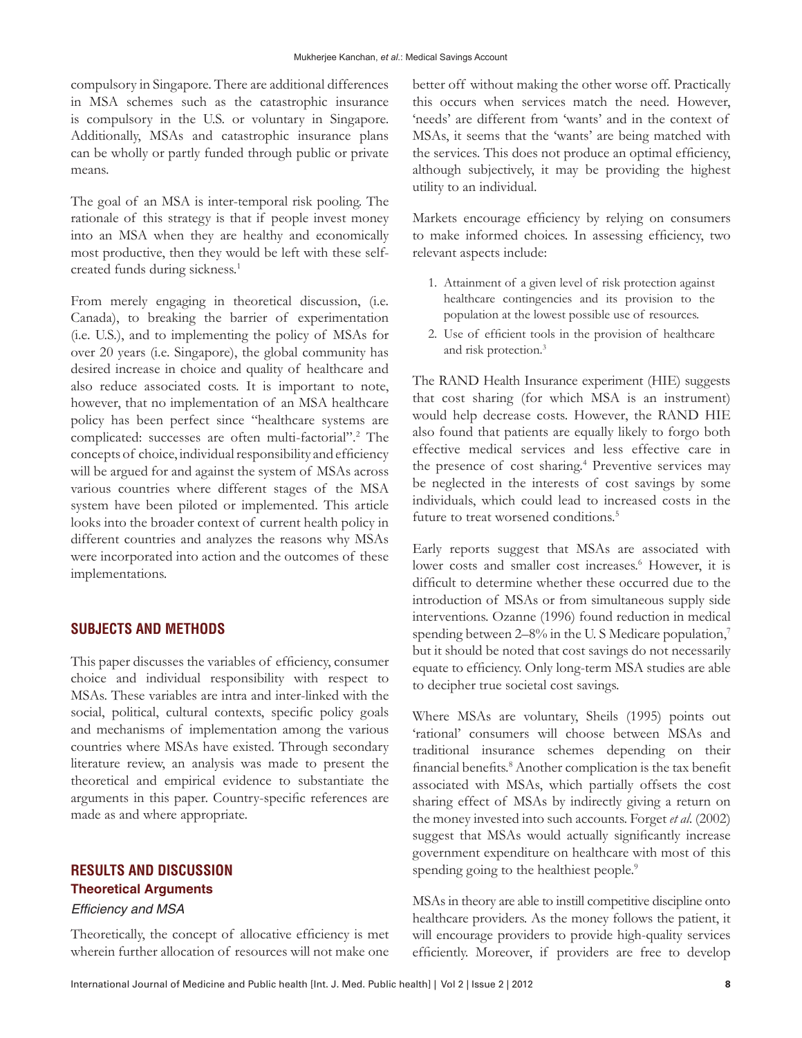compulsory in Singapore. There are additional differences in MSA schemes such as the catastrophic insurance is compulsory in the U.S. or voluntary in Singapore. Additionally, MSAs and catastrophic insurance plans can be wholly or partly funded through public or private means.

The goal of an MSA is inter-temporal risk pooling. The rationale of this strategy is that if people invest money into an MSA when they are healthy and economically most productive, then they would be left with these self-created funds during sickness.[1]

From merely engaging in theoretical discussion, (i.e. Canada), to breaking the barrier of experimentation (i.e. U.S.), and to implementing the policy of MSAs for over 20 years (i.e. Singapore), the global community has desired increase in choice and quality of healthcare and also reduce associated costs. It is important to note, however, that no implementation of an MSA healthcare policy has been perfect since "healthcare systems are complicated: successes are often multi-factorial".[2] The concepts of choice, individual responsibility and efficiency will be argued for and against the system of MSAs across various countries where different stages of the MSA system have been piloted or implemented. This article looks into the broader context of current health policy in different countries and analyzes the reasons why MSAs were incorporated into action and the outcomes of these implementations.

## SUBJECTS AND METHODS

This paper discusses the variables of efficiency, consumer choice and individual responsibility with respect to MSAs. These variables are intra and inter-linked with the social, political, cultural contexts, specific policy goals and mechanisms of implementation among the various countries where MSAs have existed. Through secondary literature review, an analysis was made to present the theoretical and empirical evidence to substantiate the arguments in this paper. Country-specific references are made as and where appropriate.

## RESULTS AND DISCUSSION

### Theoretical Arguments

#### *Efficiency and MSA*

Theoretically, the concept of allocative efficiency is met wherein further allocation of resources will not make one better off without making the other worse off. Practically this occurs when services match the need. However, 'needs' are different from 'wants' and in the context of MSAs, it seems that the 'wants' are being matched with the services. This does not produce an optimal efficiency, although subjectively, it may be providing the highest utility to an individual.

Markets encourage efficiency by relying on consumers to make informed choices. In assessing efficiency, two relevant aspects include:

1. Attainment of a given level of risk protection against healthcare contingencies and its provision to the population at the lowest possible use of resources.
2. Use of efficient tools in the provision of healthcare and risk protection.[3]

The RAND Health Insurance experiment (HIE) suggests that cost sharing (for which MSA is an instrument) would help decrease costs. However, the RAND HIE also found that patients are equally likely to forgo both effective medical services and less effective care in the presence of cost sharing.[4] Preventive services may be neglected in the interests of cost savings by some individuals, which could lead to increased costs in the future to treat worsened conditions.[5]

Early reports suggest that MSAs are associated with lower costs and smaller cost increases.[6] However, it is difficult to determine whether these occurred due to the introduction of MSAs or from simultaneous supply side interventions. Ozanne (1996) found reduction in medical spending between 2–8% in the U. S Medicare population,[7] but it should be noted that cost savings do not necessarily equate to efficiency. Only long-term MSA studies are able to decipher true societal cost savings.

Where MSAs are voluntary, Sheils (1995) points out 'rational' consumers will choose between MSAs and traditional insurance schemes depending on their financial benefits.[8] Another complication is the tax benefit associated with MSAs, which partially offsets the cost sharing effect of MSAs by indirectly giving a return on the money invested into such accounts. Forget *et al.* (2002) suggest that MSAs would actually significantly increase government expenditure on healthcare with most of this spending going to the healthiest people.[9]

MSAs in theory are able to instill competitive discipline onto healthcare providers. As the money follows the patient, it will encourage providers to provide high-quality services efficiently. Moreover, if providers are free to develop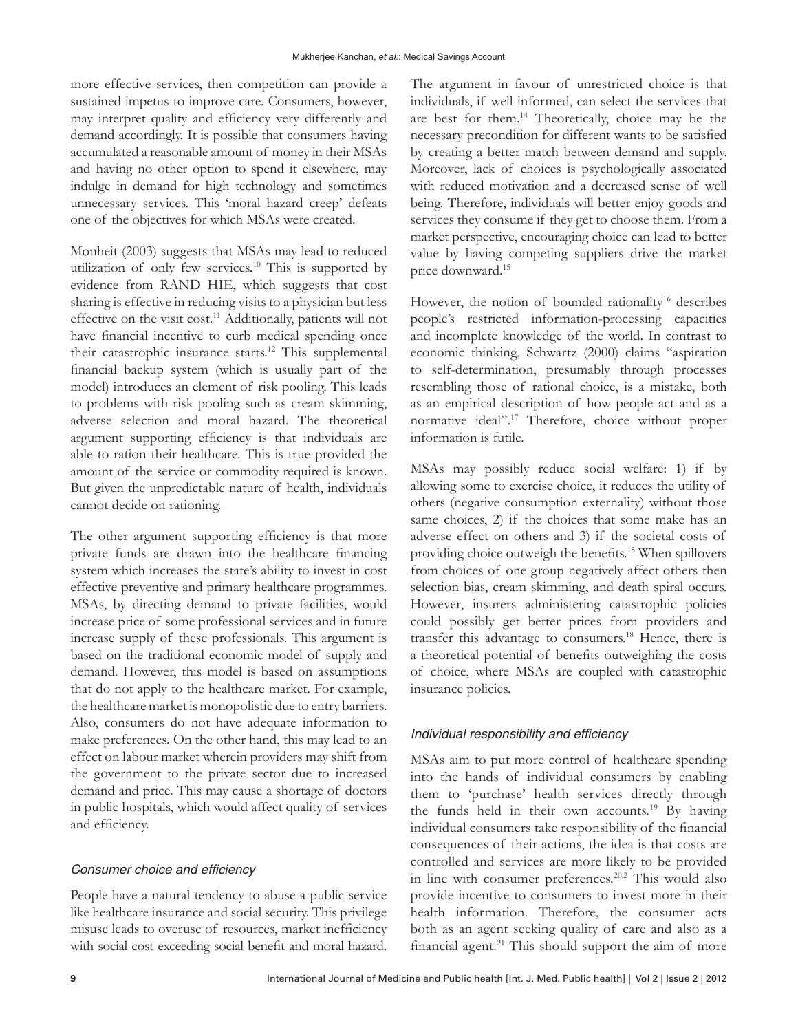more effective services, then competition can provide a sustained impetus to improve care. Consumers, however, may interpret quality and efficiency very differently and demand accordingly. It is possible that consumers having accumulated a reasonable amount of money in their MSAs and having no other option to spend it elsewhere, may indulge in demand for high technology and sometimes unnecessary services. This 'moral hazard creep' defeats one of the objectives for which MSAs were created.

Monheit (2003) suggests that MSAs may lead to reduced utilization of only few services.[10] This is supported by evidence from RAND HIE, which suggests that cost sharing is effective in reducing visits to a physician but less effective on the visit cost.[11] Additionally, patients will not have financial incentive to curb medical spending once their catastrophic insurance starts.[12] This supplemental financial backup system (which is usually part of the model) introduces an element of risk pooling. This leads to problems with risk pooling such as cream skimming, adverse selection and moral hazard. The theoretical argument supporting efficiency is that individuals are able to ration their healthcare. This is true provided the amount of the service or commodity required is known. But given the unpredictable nature of health, individuals cannot decide on rationing.

The other argument supporting efficiency is that more private funds are drawn into the healthcare financing system which increases the state's ability to invest in cost effective preventive and primary healthcare programmes. MSAs, by directing demand to private facilities, would increase price of some professional services and in future increase supply of these professionals. This argument is based on the traditional economic model of supply and demand. However, this model is based on assumptions that do not apply to the healthcare market. For example, the healthcare market is monopolistic due to entry barriers. Also, consumers do not have adequate information to make preferences. On the other hand, this may lead to an effect on labour market wherein providers may shift from the government to the private sector due to increased demand and price. This may cause a shortage of doctors in public hospitals, which would affect quality of services and efficiency.

### *Consumer choice and efficiency*

People have a natural tendency to abuse a public service like healthcare insurance and social security. This privilege misuse leads to overuse of resources, market inefficiency with social cost exceeding social benefit and moral hazard. The argument in favour of unrestricted choice is that individuals, if well informed, can select the services that are best for them.[14] Theoretically, choice may be the necessary precondition for different wants to be satisfied by creating a better match between demand and supply. Moreover, lack of choices is psychologically associated with reduced motivation and a decreased sense of well being. Therefore, individuals will better enjoy goods and services they consume if they get to choose them. From a market perspective, encouraging choice can lead to better value by having competing suppliers drive the market price downward.[15]

However, the notion of bounded rationality[16] describes people's restricted information-processing capacities and incomplete knowledge of the world. In contrast to economic thinking, Schwartz (2000) claims "aspiration to self-determination, presumably through processes resembling those of rational choice, is a mistake, both as an empirical description of how people act and as a normative ideal".[17] Therefore, choice without proper information is futile.

MSAs may possibly reduce social welfare: 1) if by allowing some to exercise choice, it reduces the utility of others (negative consumption externality) without those same choices, 2) if the choices that some make has an adverse effect on others and 3) if the societal costs of providing choice outweigh the benefits.[15] When spillovers from choices of one group negatively affect others then selection bias, cream skimming, and death spiral occurs. However, insurers administering catastrophic policies could possibly get better prices from providers and transfer this advantage to consumers.[18] Hence, there is a theoretical potential of benefits outweighing the costs of choice, where MSAs are coupled with catastrophic insurance policies.

### *Individual responsibility and efficiency*

MSAs aim to put more control of healthcare spending into the hands of individual consumers by enabling them to 'purchase' health services directly through the funds held in their own accounts.[19] By having individual consumers take responsibility of the financial consequences of their actions, the idea is that costs are controlled and services are more likely to be provided in line with consumer preferences.[20,2] This would also provide incentive to consumers to invest more in their health information. Therefore, the consumer acts both as an agent seeking quality of care and also as a financial agent.[21] This should support the aim of more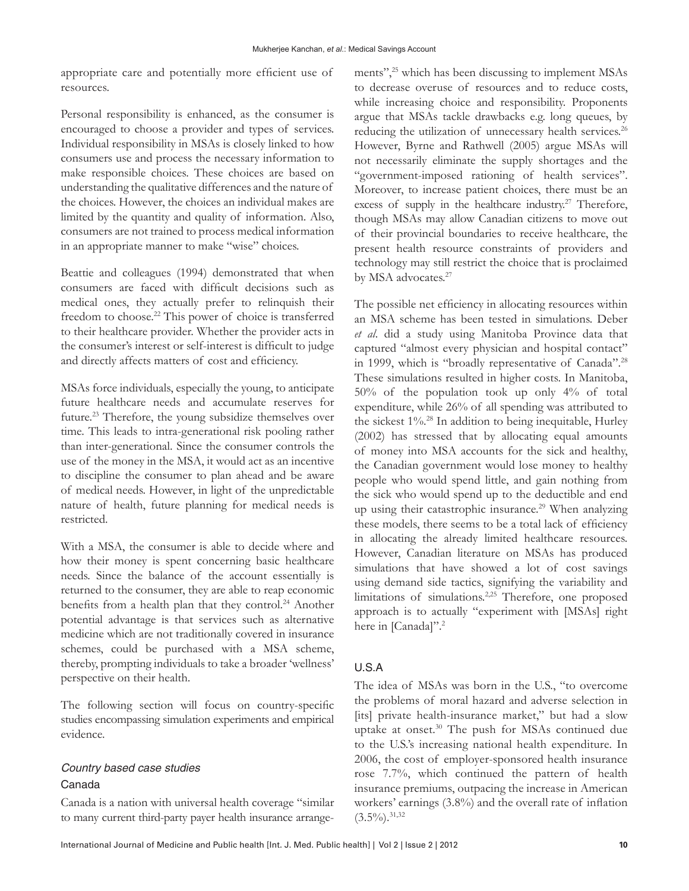appropriate care and potentially more efficient use of resources.

Personal responsibility is enhanced, as the consumer is encouraged to choose a provider and types of services. Individual responsibility in MSAs is closely linked to how consumers use and process the necessary information to make responsible choices. These choices are based on understanding the qualitative differences and the nature of the choices. However, the choices an individual makes are limited by the quantity and quality of information. Also, consumers are not trained to process medical information in an appropriate manner to make "wise" choices.

Beattie and colleagues (1994) demonstrated that when consumers are faced with difficult decisions such as medical ones, they actually prefer to relinquish their freedom to choose.[22] This power of choice is transferred to their healthcare provider. Whether the provider acts in the consumer's interest or self-interest is difficult to judge and directly affects matters of cost and efficiency.

MSAs force individuals, especially the young, to anticipate future healthcare needs and accumulate reserves for future.[23] Therefore, the young subsidize themselves over time. This leads to intra-generational risk pooling rather than inter-generational. Since the consumer controls the use of the money in the MSA, it would act as an incentive to discipline the consumer to plan ahead and be aware of medical needs. However, in light of the unpredictable nature of health, future planning for medical needs is restricted.

With a MSA, the consumer is able to decide where and how their money is spent concerning basic healthcare needs. Since the balance of the account essentially is returned to the consumer, they are able to reap economic benefits from a health plan that they control.[24] Another potential advantage is that services such as alternative medicine which are not traditionally covered in insurance schemes, could be purchased with a MSA scheme, thereby, prompting individuals to take a broader 'wellness' perspective on their health.

The following section will focus on country-specific studies encompassing simulation experiments and empirical evidence.

### *Country based case studies*

#### Canada

Canada is a nation with universal health coverage "similar to many current third-party payer health insurance arrangements",[25] which has been discussing to implement MSAs to decrease overuse of resources and to reduce costs, while increasing choice and responsibility. Proponents argue that MSAs tackle drawbacks e.g. long queues, by reducing the utilization of unnecessary health services.[26] However, Byrne and Rathwell (2005) argue MSAs will not necessarily eliminate the supply shortages and the "government-imposed rationing of health services". Moreover, to increase patient choices, there must be an excess of supply in the healthcare industry.[27] Therefore, though MSAs may allow Canadian citizens to move out of their provincial boundaries to receive healthcare, the present health resource constraints of providers and technology may still restrict the choice that is proclaimed by MSA advocates.[27]

The possible net efficiency in allocating resources within an MSA scheme has been tested in simulations. Deber *et al*. did a study using Manitoba Province data that captured "almost every physician and hospital contact" in 1999, which is "broadly representative of Canada".[28] These simulations resulted in higher costs. In Manitoba, 50% of the population took up only 4% of total expenditure, while 26% of all spending was attributed to the sickest 1%.[28] In addition to being inequitable, Hurley (2002) has stressed that by allocating equal amounts of money into MSA accounts for the sick and healthy, the Canadian government would lose money to healthy people who would spend little, and gain nothing from the sick who would spend up to the deductible and end up using their catastrophic insurance.[29] When analyzing these models, there seems to be a total lack of efficiency in allocating the already limited healthcare resources. However, Canadian literature on MSAs has produced simulations that have showed a lot of cost savings using demand side tactics, signifying the variability and limitations of simulations.[2,25] Therefore, one proposed approach is to actually "experiment with [MSAs] right here in [Canada]".[2]

#### U.S.A

The idea of MSAs was born in the U.S., "to overcome the problems of moral hazard and adverse selection in [its] private health-insurance market," but had a slow uptake at onset.[30] The push for MSAs continued due to the U.S.'s increasing national health expenditure. In 2006, the cost of employer-sponsored health insurance rose 7.7%, which continued the pattern of health insurance premiums, outpacing the increase in American workers' earnings (3.8%) and the overall rate of inflation (3.5%).[31,32]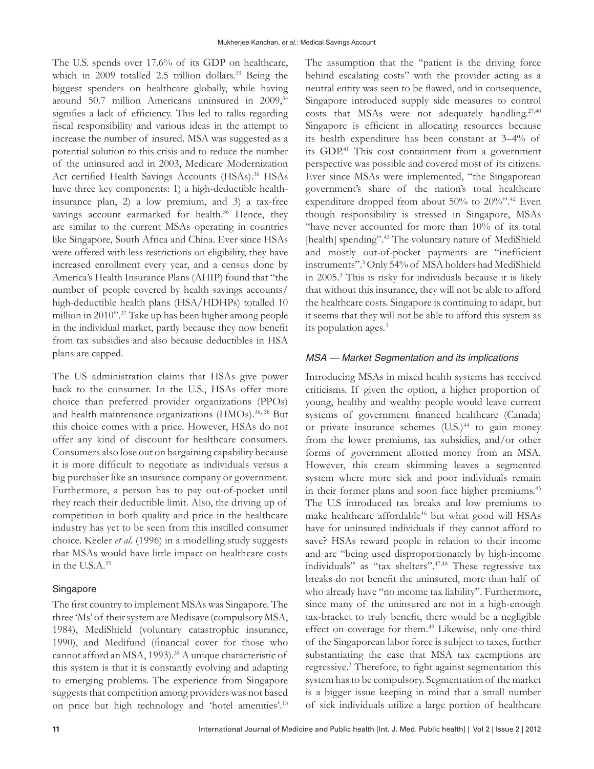The U.S. spends over 17.6% of its GDP on healthcare, which in 2009 totalled 2.5 trillion dollars.[33] Being the biggest spenders on healthcare globally, while having around 50.7 million Americans uninsured in 2009,[34] signifies a lack of efficiency. This led to talks regarding fiscal responsibility and various ideas in the attempt to increase the number of insured. MSA was suggested as a potential solution to this crisis and to reduce the number of the uninsured and in 2003, Medicare Modernization Act certified Health Savings Accounts (HSAs).[36] HSAs have three key components: 1) a high-deductible health-insurance plan, 2) a low premium, and 3) a tax-free savings account earmarked for health.[36] Hence, they are similar to the current MSAs operating in countries like Singapore, South Africa and China. Ever since HSAs were offered with less restrictions on eligibility, they have increased enrollment every year, and a census done by America's Health Insurance Plans (AHIP) found that "the number of people covered by health savings accounts/ high-deductible health plans (HSA/HDHPs) totalled 10 million in 2010".[37] Take up has been higher among people in the individual market, partly because they now benefit from tax subsidies and also because deductibles in HSA plans are capped.

The US administration claims that HSAs give power back to the consumer. In the U.S., HSAs offer more choice than preferred provider organizations (PPOs) and health maintenance organizations (HMOs).[36, 38] But this choice comes with a price. However, HSAs do not offer any kind of discount for healthcare consumers. Consumers also lose out on bargaining capability because it is more difficult to negotiate as individuals versus a big purchaser like an insurance company or government. Furthermore, a person has to pay out-of-pocket until they reach their deductible limit. Also, the driving up of competition in both quality and price in the healthcare industry has yet to be seen from this instilled consumer choice. Keeler *et al.* (1996) in a modelling study suggests that MSAs would have little impact on healthcare costs in the U.S.A.[39]

### Singapore

The first country to implement MSAs was Singapore. The three 'Ms' of their system are Medisave (compulsory MSA, 1984), MediShield (voluntary catastrophic insurance, 1990), and Medifund (financial cover for those who cannot afford an MSA, 1993).[35] A unique characteristic of this system is that it is constantly evolving and adapting to emerging problems. The experience from Singapore suggests that competition among providers was not based on price but high technology and 'hotel amenities'.[13] The assumption that the "patient is the driving force behind escalating costs" with the provider acting as a neutral entity was seen to be flawed, and in consequence, Singapore introduced supply side measures to control costs that MSAs were not adequately handling.[27,40] Singapore is efficient in allocating resources because its health expenditure has been constant at 3–4% of its GDP.[41] This cost containment from a government perspective was possible and covered most of its citizens. Ever since MSAs were implemented, "the Singaporean government's share of the nation's total healthcare expenditure dropped from about 50% to 20%".[42] Even though responsibility is stressed in Singapore, MSAs "have never accounted for more than 10% of its total [health] spending".[43] The voluntary nature of MediShield and mostly out-of-pocket payments are "inefficient instruments".[3] Only 54% of MSA holders had MediShield in 2005.[3] This is risky for individuals because it is likely that without this insurance, they will not be able to afford the healthcare costs. Singapore is continuing to adapt, but it seems that they will not be able to afford this system as its population ages.[3]

### *MSA — Market Segmentation and its implications*

Introducing MSAs in mixed health systems has received criticisms. If given the option, a higher proportion of young, healthy and wealthy people would leave current systems of government financed healthcare (Canada) or private insurance schemes (U.S.)[44] to gain money from the lower premiums, tax subsidies, and/or other forms of government allotted money from an MSA. However, this cream skimming leaves a segmented system where more sick and poor individuals remain in their former plans and soon face higher premiums.[45] The U.S introduced tax breaks and low premiums to make healthcare affordable[46] but what good will HSAs have for uninsured individuals if they cannot afford to save? HSAs reward people in relation to their income and are "being used disproportionately by high-income individuals" as "tax shelters".[47,48] These regressive tax breaks do not benefit the uninsured, more than half of who already have "no income tax liability". Furthermore, since many of the uninsured are not in a high-enough tax-bracket to truly benefit, there would be a negligible effect on coverage for them.[49] Likewise, only one-third of the Singaporean labor force is subject to taxes, further substantiating the case that MSA tax exemptions are regressive.[3] Therefore, to fight against segmentation this system has to be compulsory. Segmentation of the market is a bigger issue keeping in mind that a small number of sick individuals utilize a large portion of healthcare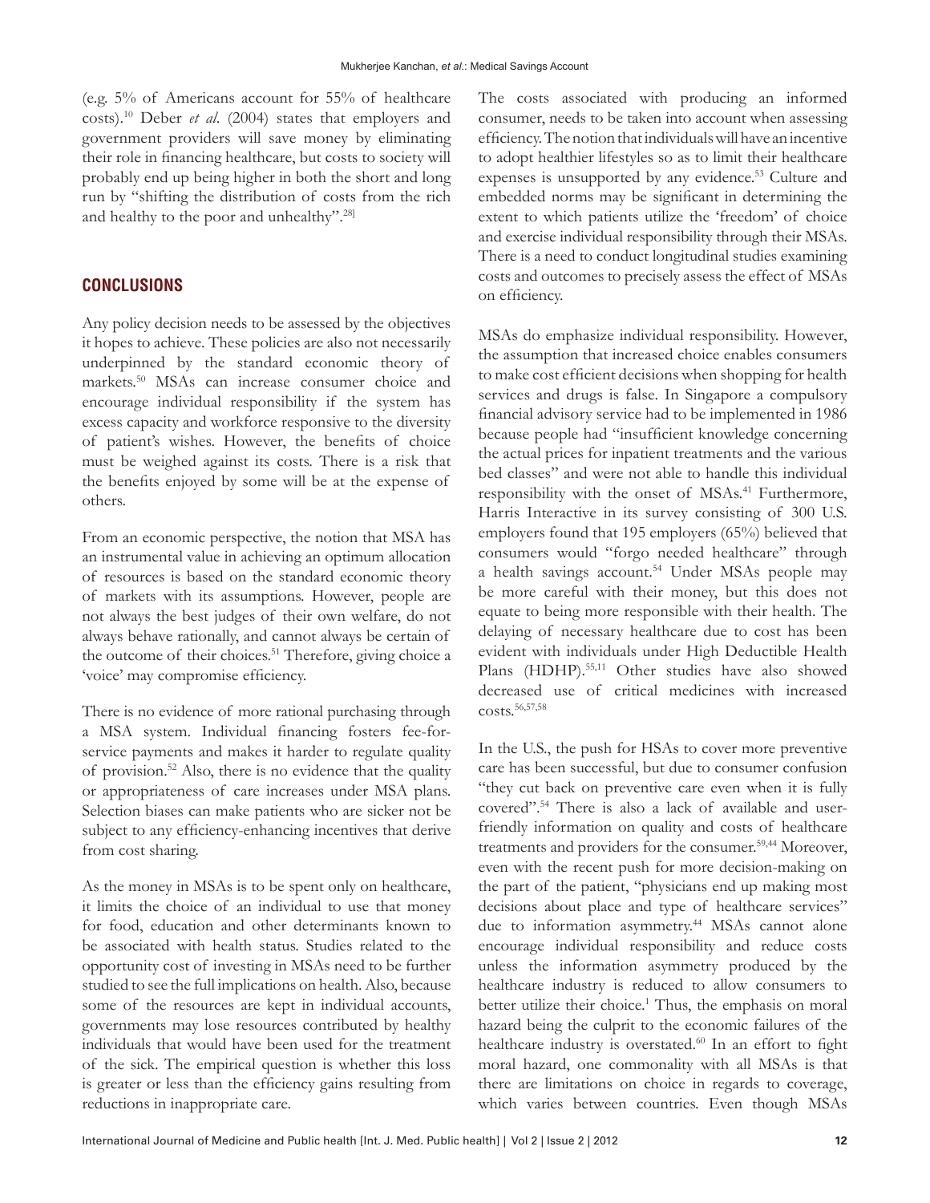(e.g. 5% of Americans account for 55% of healthcare costs).[10] Deber *et al.* (2004) states that employers and government providers will save money by eliminating their role in financing healthcare, but costs to society will probably end up being higher in both the short and long run by "shifting the distribution of costs from the rich and healthy to the poor and unhealthy".[28]

## CONCLUSIONS

Any policy decision needs to be assessed by the objectives it hopes to achieve. These policies are also not necessarily underpinned by the standard economic theory of markets.[50] MSAs can increase consumer choice and encourage individual responsibility if the system has excess capacity and workforce responsive to the diversity of patient's wishes. However, the benefits of choice must be weighed against its costs. There is a risk that the benefits enjoyed by some will be at the expense of others.

From an economic perspective, the notion that MSA has an instrumental value in achieving an optimum allocation of resources is based on the standard economic theory of markets with its assumptions. However, people are not always the best judges of their own welfare, do not always behave rationally, and cannot always be certain of the outcome of their choices.[51] Therefore, giving choice a 'voice' may compromise efficiency.

There is no evidence of more rational purchasing through a MSA system. Individual financing fosters fee-for-service payments and makes it harder to regulate quality of provision.[52] Also, there is no evidence that the quality or appropriateness of care increases under MSA plans. Selection biases can make patients who are sicker not be subject to any efficiency-enhancing incentives that derive from cost sharing.

As the money in MSAs is to be spent only on healthcare, it limits the choice of an individual to use that money for food, education and other determinants known to be associated with health status. Studies related to the opportunity cost of investing in MSAs need to be further studied to see the full implications on health. Also, because some of the resources are kept in individual accounts, governments may lose resources contributed by healthy individuals that would have been used for the treatment of the sick. The empirical question is whether this loss is greater or less than the efficiency gains resulting from reductions in inappropriate care.

The costs associated with producing an informed consumer, needs to be taken into account when assessing efficiency. The notion that individuals will have an incentive to adopt healthier lifestyles so as to limit their healthcare expenses is unsupported by any evidence.[53] Culture and embedded norms may be significant in determining the extent to which patients utilize the 'freedom' of choice and exercise individual responsibility through their MSAs. There is a need to conduct longitudinal studies examining costs and outcomes to precisely assess the effect of MSAs on efficiency.

MSAs do emphasize individual responsibility. However, the assumption that increased choice enables consumers to make cost efficient decisions when shopping for health services and drugs is false. In Singapore a compulsory financial advisory service had to be implemented in 1986 because people had "insufficient knowledge concerning the actual prices for inpatient treatments and the various bed classes" and were not able to handle this individual responsibility with the onset of MSAs.[41] Furthermore, Harris Interactive in its survey consisting of 300 U.S. employers found that 195 employers (65%) believed that consumers would "forgo needed healthcare" through a health savings account.[54] Under MSAs people may be more careful with their money, but this does not equate to being more responsible with their health. The delaying of necessary healthcare due to cost has been evident with individuals under High Deductible Health Plans (HDHP).[55,11] Other studies have also showed decreased use of critical medicines with increased costs.[56,57,58]

In the U.S., the push for HSAs to cover more preventive care has been successful, but due to consumer confusion "they cut back on preventive care even when it is fully covered".[54] There is also a lack of available and user-friendly information on quality and costs of healthcare treatments and providers for the consumer.[59,44] Moreover, even with the recent push for more decision-making on the part of the patient, "physicians end up making most decisions about place and type of healthcare services" due to information asymmetry.[44] MSAs cannot alone encourage individual responsibility and reduce costs unless the information asymmetry produced by the healthcare industry is reduced to allow consumers to better utilize their choice.[1] Thus, the emphasis on moral hazard being the culprit to the economic failures of the healthcare industry is overstated.[60] In an effort to fight moral hazard, one commonality with all MSAs is that there are limitations on choice in regards to coverage, which varies between countries. Even though MSAs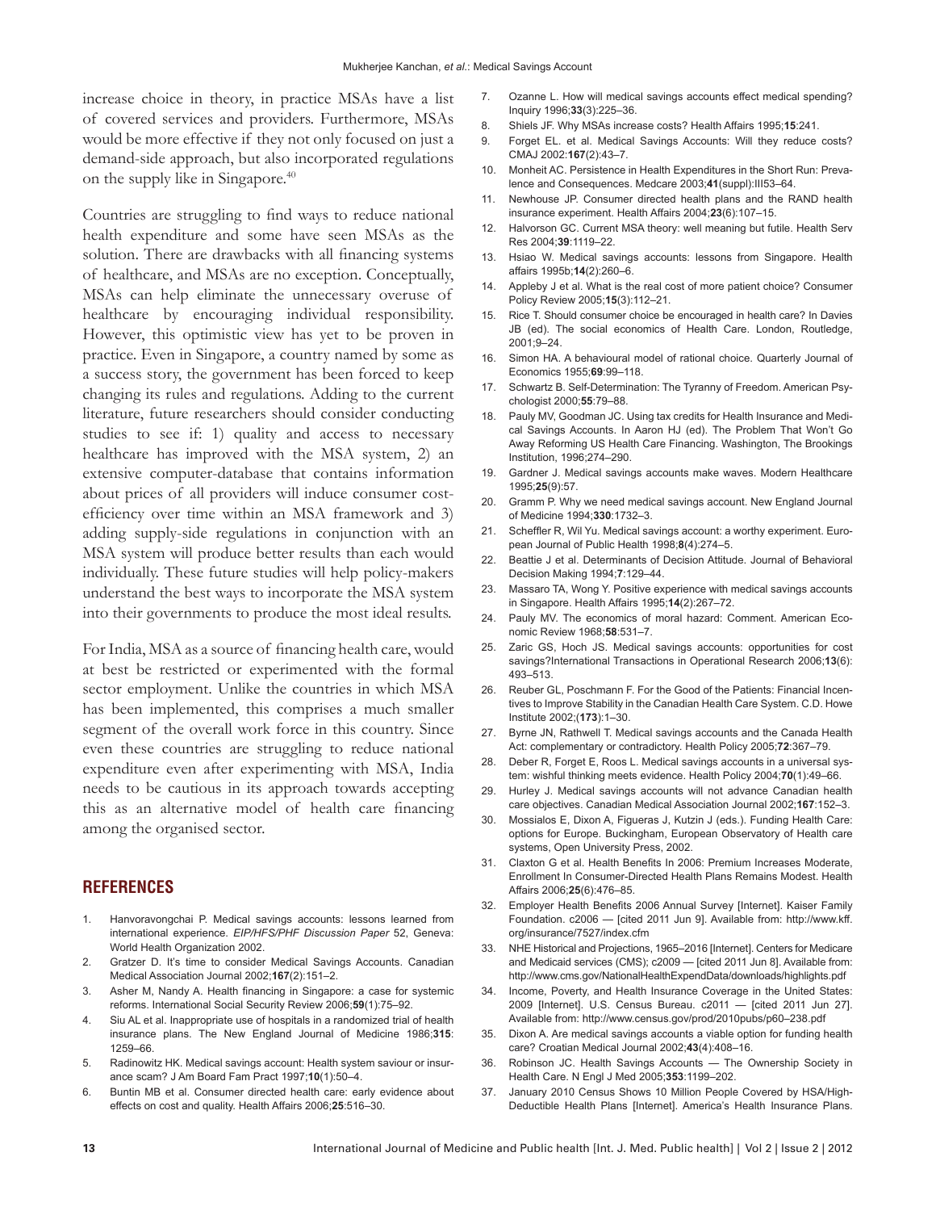increase choice in theory, in practice MSAs have a list of covered services and providers. Furthermore, MSAs would be more effective if they not only focused on just a demand-side approach, but also incorporated regulations on the supply like in Singapore.[40]

Countries are struggling to find ways to reduce national health expenditure and some have seen MSAs as the solution. There are drawbacks with all financing systems of healthcare, and MSAs are no exception. Conceptually, MSAs can help eliminate the unnecessary overuse of healthcare by encouraging individual responsibility. However, this optimistic view has yet to be proven in practice. Even in Singapore, a country named by some as a success story, the government has been forced to keep changing its rules and regulations. Adding to the current literature, future researchers should consider conducting studies to see if: 1) quality and access to necessary healthcare has improved with the MSA system, 2) an extensive computer-database that contains information about prices of all providers will induce consumer cost-efficiency over time within an MSA framework and 3) adding supply-side regulations in conjunction with an MSA system will produce better results than each would individually. These future studies will help policy-makers understand the best ways to incorporate the MSA system into their governments to produce the most ideal results.

For India, MSA as a source of financing health care, would at best be restricted or experimented with the formal sector employment. Unlike the countries in which MSA has been implemented, this comprises a much smaller segment of the overall work force in this country. Since even these countries are struggling to reduce national expenditure even after experimenting with MSA, India needs to be cautious in its approach towards accepting this as an alternative model of health care financing among the organised sector.

## REFERENCES

1. Hanvoravongchai P. Medical savings accounts: lessons learned from international experience. *EIP/HFS/PHF Discussion Paper* 52, Geneva: World Health Organization 2002.
2. Gratzer D. It's time to consider Medical Savings Accounts. Canadian Medical Association Journal 2002;**167**(2):151–2.
3. Asher M, Nandy A. Health financing in Singapore: a case for systemic reforms. International Social Security Review 2006;**59**(1):75–92.
4. Siu AL et al. Inappropriate use of hospitals in a randomized trial of health insurance plans. The New England Journal of Medicine 1986;**315**: 1259–66.
5. Radinowitz HK. Medical savings account: Health system saviour or insurance scam? J Am Board Fam Pract 1997;**10**(1):50–4.
6. Buntin MB et al. Consumer directed health care: early evidence about effects on cost and quality. Health Affairs 2006;**25**:516–30.
7. Ozanne L. How will medical savings accounts effect medical spending? Inquiry 1996;**33**(3):225–36.
8. Shiels JF. Why MSAs increase costs? Health Affairs 1995;**15**:241.
9. Forget EL. et al. Medical Savings Accounts: Will they reduce costs? CMAJ 2002:**167**(2):43–7.
10. Monheit AC. Persistence in Health Expenditures in the Short Run: Prevalence and Consequences. Medcare 2003;**41**(suppl):III53–64.
11. Newhouse JP. Consumer directed health plans and the RAND health insurance experiment. Health Affairs 2004;**23**(6):107–15.
12. Halvorson GC. Current MSA theory: well meaning but futile. Health Serv Res 2004;**39**:1119–22.
13. Hsiao W. Medical savings accounts: lessons from Singapore. Health affairs 1995b;**14**(2):260–6.
14. Appleby J et al. What is the real cost of more patient choice? Consumer Policy Review 2005;**15**(3):112–21.
15. Rice T. Should consumer choice be encouraged in health care? In Davies JB (ed). The social economics of Health Care. London, Routledge, 2001;9–24.
16. Simon HA. A behavioural model of rational choice. Quarterly Journal of Economics 1955;**69**:99–118.
17. Schwartz B. Self-Determination: The Tyranny of Freedom. American Psychologist 2000;**55**:79–88.
18. Pauly MV, Goodman JC. Using tax credits for Health Insurance and Medical Savings Accounts. In Aaron HJ (ed). The Problem That Won't Go Away Reforming US Health Care Financing. Washington, The Brookings Institution, 1996;274–290.
19. Gardner J. Medical savings accounts make waves. Modern Healthcare 1995;**25**(9):57.
20. Gramm P. Why we need medical savings account. New England Journal of Medicine 1994;**330**:1732–3.
21. Scheffler R, Wil Yu. Medical savings account: a worthy experiment. European Journal of Public Health 1998;**8**(4):274–5.
22. Beattie J et al. Determinants of Decision Attitude. Journal of Behavioral Decision Making 1994;**7**:129–44.
23. Massaro TA, Wong Y. Positive experience with medical savings accounts in Singapore. Health Affairs 1995;**14**(2):267–72.
24. Pauly MV. The economics of moral hazard: Comment. American Economic Review 1968;**58**:531–7.
25. Zaric GS, Hoch JS. Medical savings accounts: opportunities for cost savings?International Transactions in Operational Research 2006;**13**(6): 493–513.
26. Reuber GL, Poschmann F. For the Good of the Patients: Financial Incentives to Improve Stability in the Canadian Health Care System. C.D. Howe Institute 2002;(**173**):1–30.
27. Byrne JN, Rathwell T. Medical savings accounts and the Canada Health Act: complementary or contradictory. Health Policy 2005;**72**:367–79.
28. Deber R, Forget E, Roos L. Medical savings accounts in a universal system: wishful thinking meets evidence. Health Policy 2004;**70**(1):49–66.
29. Hurley J. Medical savings accounts will not advance Canadian health care objectives. Canadian Medical Association Journal 2002;**167**:152–3.
30. Mossialos E, Dixon A, Figueras J, Kutzin J (eds.). Funding Health Care: options for Europe. Buckingham, European Observatory of Health care systems, Open University Press, 2002.
31. Claxton G et al. Health Benefits In 2006: Premium Increases Moderate, Enrollment In Consumer-Directed Health Plans Remains Modest. Health Affairs 2006;**25**(6):476–85.
32. Employer Health Benefits 2006 Annual Survey [Internet]. Kaiser Family Foundation. c2006 — [cited 2011 Jun 9]. Available from: http://www.kff.org/insurance/7527/index.cfm
33. NHE Historical and Projections, 1965–2016 [Internet]. Centers for Medicare and Medicaid services (CMS); c2009 — [cited 2011 Jun 8]. Available from: http://www.cms.gov/NationalHealthExpendData/downloads/highlights.pdf
34. Income, Poverty, and Health Insurance Coverage in the United States: 2009 [Internet]. U.S. Census Bureau. c2011 — [cited 2011 Jun 27]. Available from: http://www.census.gov/prod/2010pubs/p60–238.pdf
35. Dixon A. Are medical savings accounts a viable option for funding health care? Croatian Medical Journal 2002;**43**(4):408–16.
36. Robinson JC. Health Savings Accounts — The Ownership Society in Health Care. N Engl J Med 2005;**353**:1199–202.
37. January 2010 Census Shows 10 Million People Covered by HSA/High-Deductible Health Plans [Internet]. America's Health Insurance Plans.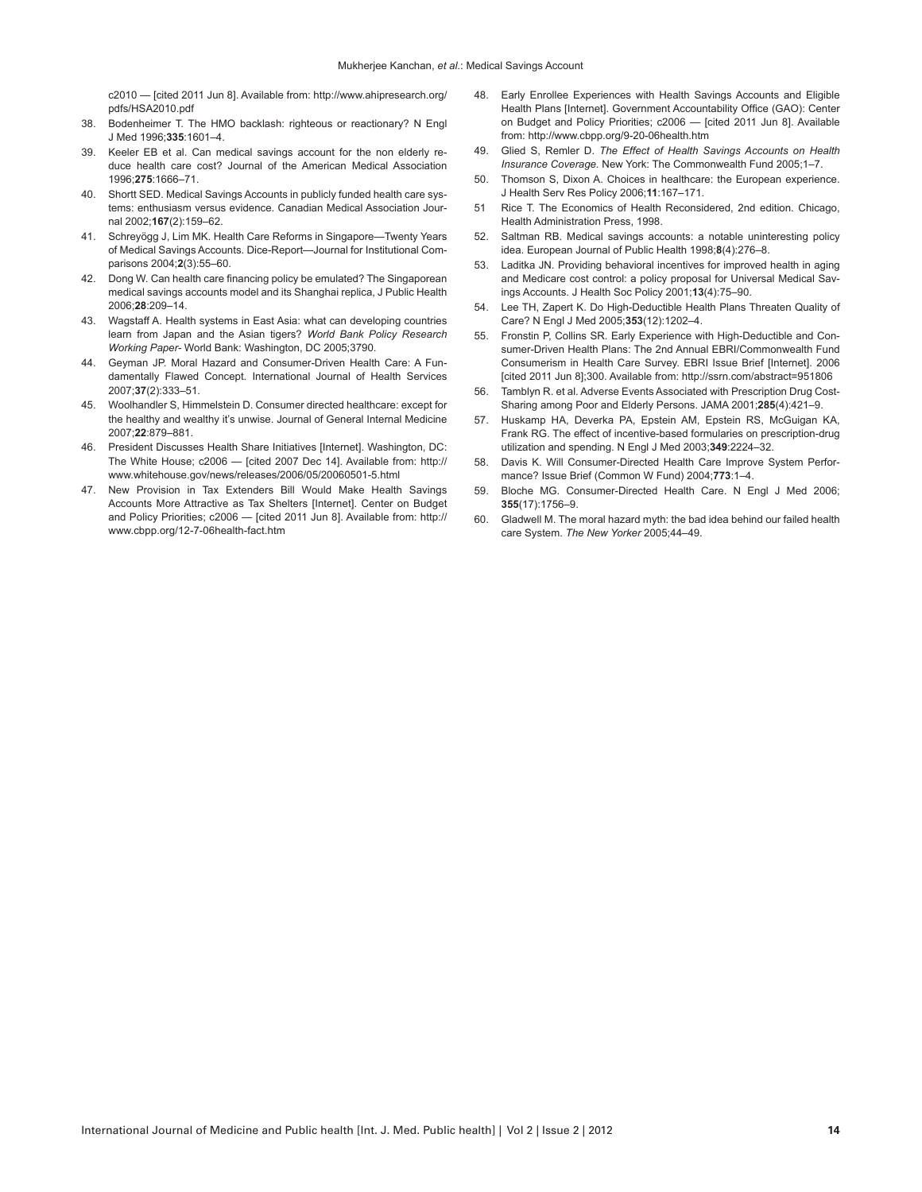c2010 — [cited 2011 Jun 8]. Available from: http://www.ahipresearch.org/pdfs/HSA2010.pdf

38. Bodenheimer T. The HMO backlash: righteous or reactionary? N Engl J Med 1996;**335**:1601–4.
39. Keeler EB et al. Can medical savings account for the non elderly reduce health care cost? Journal of the American Medical Association 1996;**275**:1666–71.
40. Shortt SED. Medical Savings Accounts in publicly funded health care systems: enthusiasm versus evidence. Canadian Medical Association Journal 2002;**167**(2):159–62.
41. Schreyögg J, Lim MK. Health Care Reforms in Singapore—Twenty Years of Medical Savings Accounts. Dice-Report—Journal for Institutional Comparisons 2004;**2**(3):55–60.
42. Dong W. Can health care financing policy be emulated? The Singaporean medical savings accounts model and its Shanghai replica, J Public Health 2006;**28**:209–14.
43. Wagstaff A. Health systems in East Asia: what can developing countries learn from Japan and the Asian tigers? *World Bank Policy Research Working Paper*- World Bank: Washington, DC 2005;3790.
44. Geyman JP. Moral Hazard and Consumer-Driven Health Care: A Fundamentally Flawed Concept. International Journal of Health Services 2007;**37**(2):333–51.
45. Woolhandler S, Himmelstein D. Consumer directed healthcare: except for the healthy and wealthy it's unwise. Journal of General Internal Medicine 2007;**22**:879–881.
46. President Discusses Health Share Initiatives [Internet]. Washington, DC: The White House; c2006 — [cited 2007 Dec 14]. Available from: http://www.whitehouse.gov/news/releases/2006/05/20060501-5.html
47. New Provision in Tax Extenders Bill Would Make Health Savings Accounts More Attractive as Tax Shelters [Internet]. Center on Budget and Policy Priorities; c2006 — [cited 2011 Jun 8]. Available from: http://www.cbpp.org/12-7-06health-fact.htm
48. Early Enrollee Experiences with Health Savings Accounts and Eligible Health Plans [Internet]. Government Accountability Office (GAO): Center on Budget and Policy Priorities; c2006 — [cited 2011 Jun 8]. Available from: http://www.cbpp.org/9-20-06health.htm
49. Glied S, Remler D. *The Effect of Health Savings Accounts on Health Insurance Coverage.* New York: The Commonwealth Fund 2005;1–7.
50. Thomson S, Dixon A. Choices in healthcare: the European experience. J Health Serv Res Policy 2006;**11**:167–171.
51 Rice T. The Economics of Health Reconsidered, 2nd edition. Chicago, Health Administration Press, 1998.
52. Saltman RB. Medical savings accounts: a notable uninteresting policy idea. European Journal of Public Health 1998;**8**(4):276–8.
53. Laditka JN. Providing behavioral incentives for improved health in aging and Medicare cost control: a policy proposal for Universal Medical Savings Accounts. J Health Soc Policy 2001;**13**(4):75–90.
54. Lee TH, Zapert K. Do High-Deductible Health Plans Threaten Quality of Care? N Engl J Med 2005;**353**(12):1202–4.
55. Fronstin P, Collins SR. Early Experience with High-Deductible and Consumer-Driven Health Plans: The 2nd Annual EBRI/Commonwealth Fund Consumerism in Health Care Survey. EBRI Issue Brief [Internet]. 2006 [cited 2011 Jun 8];300. Available from: http://ssrn.com/abstract=951806
56. Tamblyn R. et al. Adverse Events Associated with Prescription Drug Cost-Sharing among Poor and Elderly Persons. JAMA 2001;**285**(4):421–9.
57. Huskamp HA, Deverka PA, Epstein AM, Epstein RS, McGuigan KA, Frank RG. The effect of incentive-based formularies on prescription-drug utilization and spending. N Engl J Med 2003;**349**:2224–32.
58. Davis K. Will Consumer-Directed Health Care Improve System Performance? Issue Brief (Common W Fund) 2004;**773**:1–4.
59. Bloche MG. Consumer-Directed Health Care. N Engl J Med 2006; **355**(17):1756–9.
60. Gladwell M. The moral hazard myth: the bad idea behind our failed health care System. *The New Yorker* 2005;44–49.